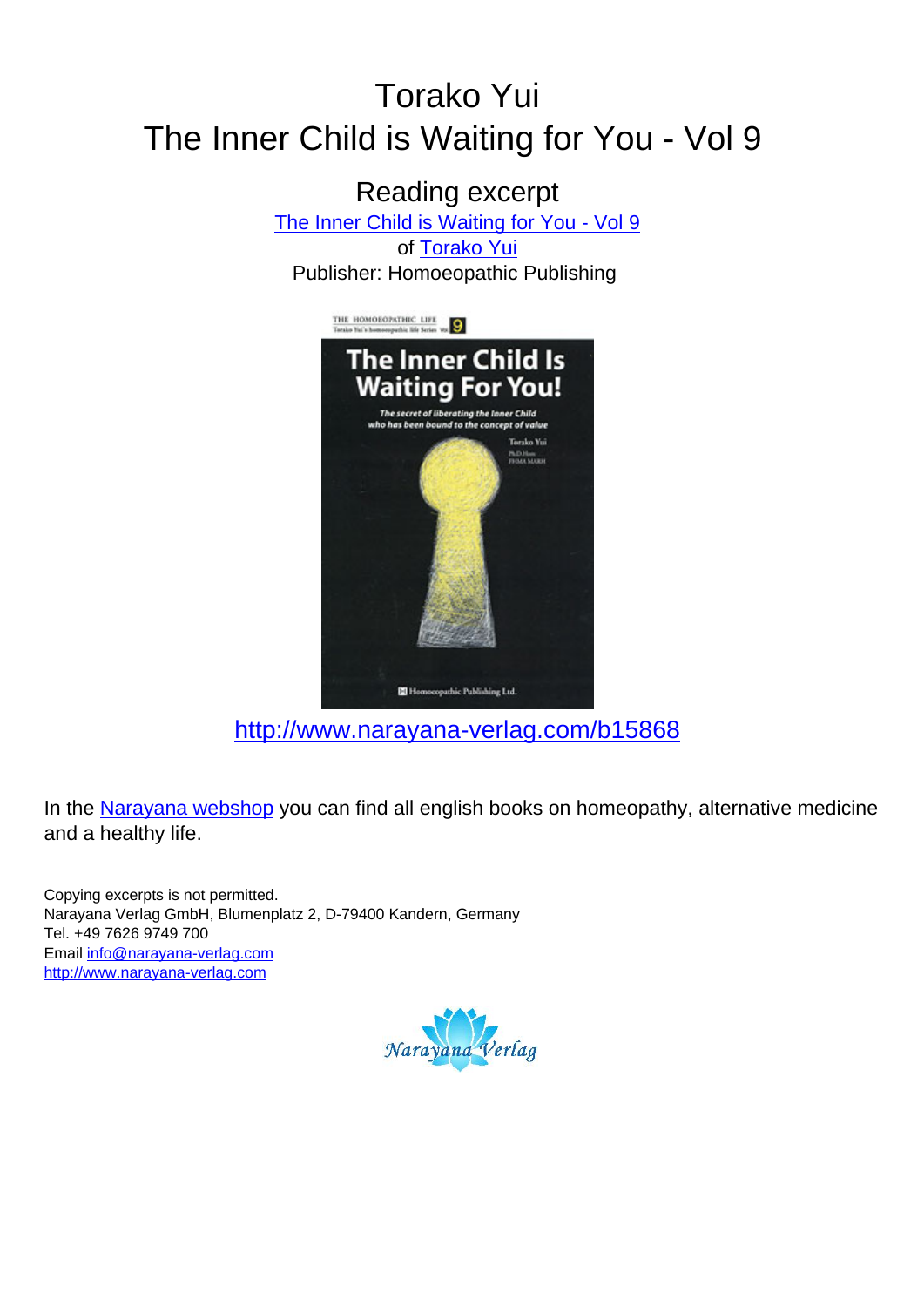# Torako Yui
# The Inner Child is Waiting for You - Vol 9

## Reading excerpt

[The Inner Child is Waiting for You - Vol 9](http://www.narayana-verlag.com/b15868)
of [Torako Yui](http://www.narayana-verlag.com)
Publisher: Homoeopathic Publishing

[http://www.narayana-verlag.com/b15868](http://www.narayana-verlag.com/b15868)

In the [Narayana webshop](http://www.narayana-verlag.com) you can find all english books on homeopathy, alternative medicine and a healthy life.

Copying excerpts is not permitted.
Narayana Verlag GmbH, Blumenplatz 2, D-79400 Kandern, Germany
Tel. +49 7626 9749 700
Email [info@narayana-verlag.com](mailto:info@narayana-verlag.com)
[http://www.narayana-verlag.com](http://www.narayana-verlag.com)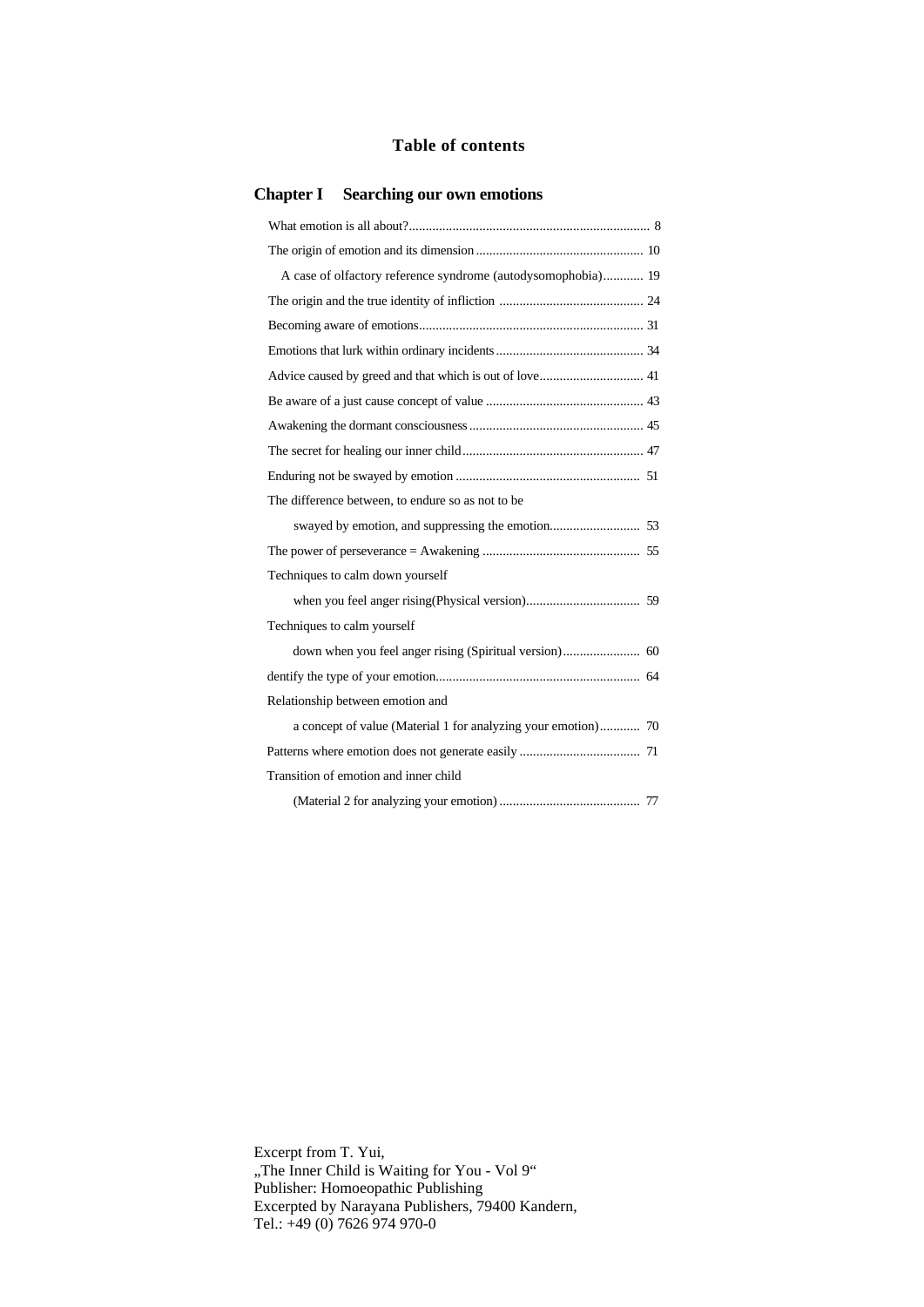## Table of contents

### Chapter I Searching our own emotions

What emotion is all about? ........................................................................ 8

The origin of emotion and its dimension .................................................. 10

A case of olfactory reference syndrome (autodysomophobia)............ 19

The origin and the true identity of infliction ........................................... 24

Becoming aware of emotions.................................................................... 31

Emotions that lurk within ordinary incidents ............................................ 34

Advice caused by greed and that which is out of love............................... 41

Be aware of a just cause concept of value ............................................... 43

Awakening the dormant consciousness .................................................... 45

The secret for healing our inner child ....................................................... 47

Enduring not be swayed by emotion ....................................................... 51

The difference between, to endure so as not to be
swayed by emotion, and suppressing the emotion........................... 53

The power of perseverance = Awakening ............................................... 55

Techniques to calm down yourself
when you feel anger rising(Physical version).................................. 59

Techniques to calm yourself
down when you feel anger rising (Spiritual version)....................... 60

dentify the type of your emotion............................................................. 64

Relationship between emotion and
a concept of value (Material 1 for analyzing your emotion)............ 70

Patterns where emotion does not generate easily .................................... 71

Transition of emotion and inner child
(Material 2 for analyzing your emotion) .......................................... 77

Excerpt from T. Yui,
„The Inner Child is Waiting for You - Vol 9“
Publisher: Homoeopathic Publishing
Excerpted by Narayana Publishers, 79400 Kandern,
Tel.: +49 (0) 7626 974 970-0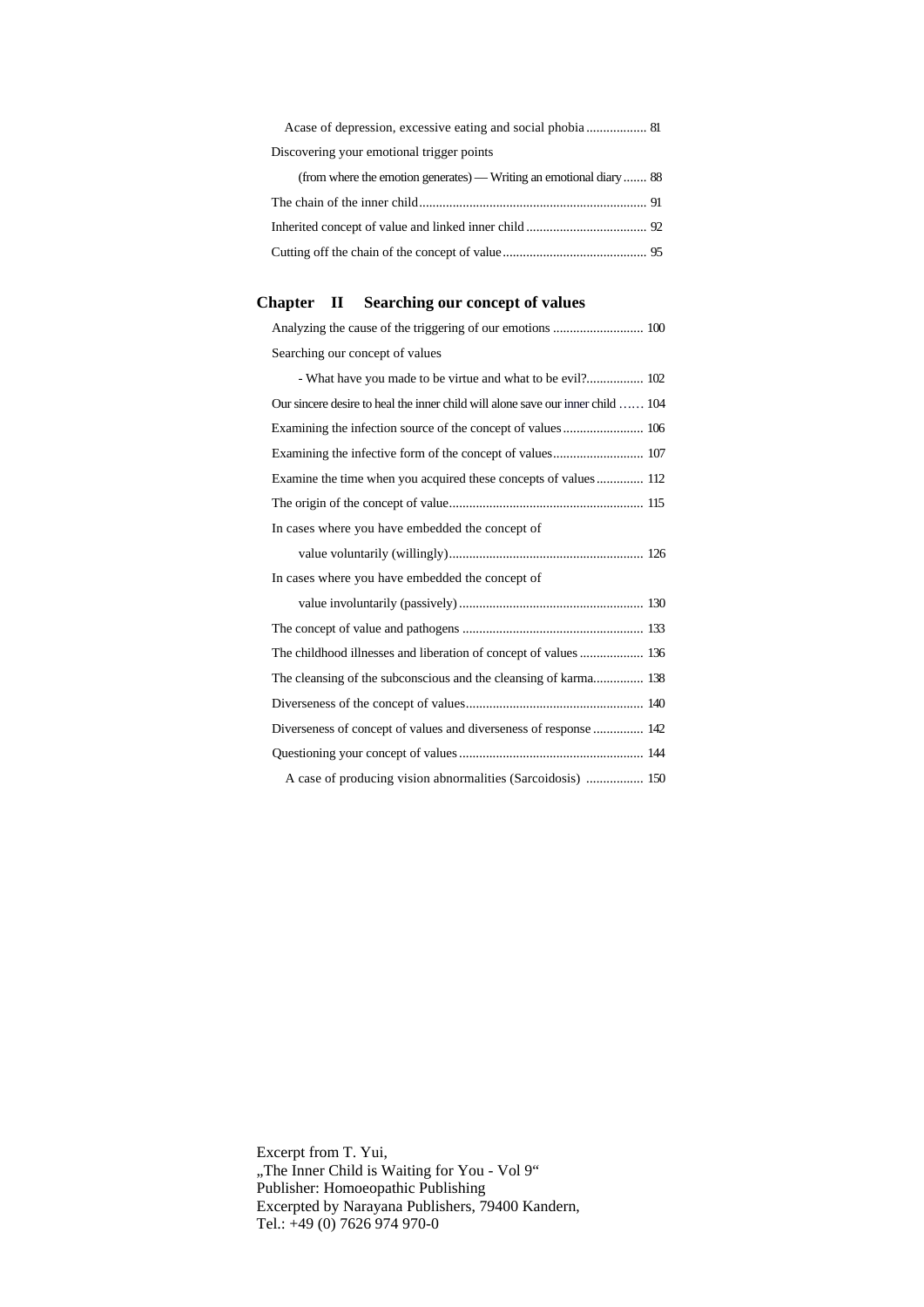Acase of depression, excessive eating and social phobia .................. 81

Discovering your emotional trigger points

(from where the emotion generates) — Writing an emotional diary ....... 88

The chain of the inner child................................................................... 91

Inherited concept of value and linked inner child .................................... 92

Cutting off the chain of the concept of value........................................... 95

## Chapter II Searching our concept of values

Analyzing the cause of the triggering of our emotions ........................... 100

Searching our concept of values

- What have you made to be virtue and what to be evil?................. 102

Our sincere desire to heal the inner child will alone save our inner child …… 104

Examining the infection source of the concept of values........................ 106

Examining the infective form of the concept of values........................... 107

Examine the time when you acquired these concepts of values............. 112

The origin of the concept of value.......................................................... 115

In cases where you have embedded the concept of

value voluntarily (willingly).......................................................... 126

In cases where you have embedded the concept of

value involuntarily (passively)....................................................... 130

The concept of value and pathogens ...................................................... 133

The childhood illnesses and liberation of concept of values ................... 136

The cleansing of the subconscious and the cleansing of karma............... 138

Diverseness of the concept of values..................................................... 140

Diverseness of concept of values and diverseness of response ............... 142

Questioning your concept of values....................................................... 144

A case of producing vision abnormalities (Sarcoidosis) ................. 150

Excerpt from T. Yui,
„The Inner Child is Waiting for You - Vol 9“
Publisher: Homoeopathic Publishing
Excerpted by Narayana Publishers, 79400 Kandern,
Tel.: +49 (0) 7626 974 970-0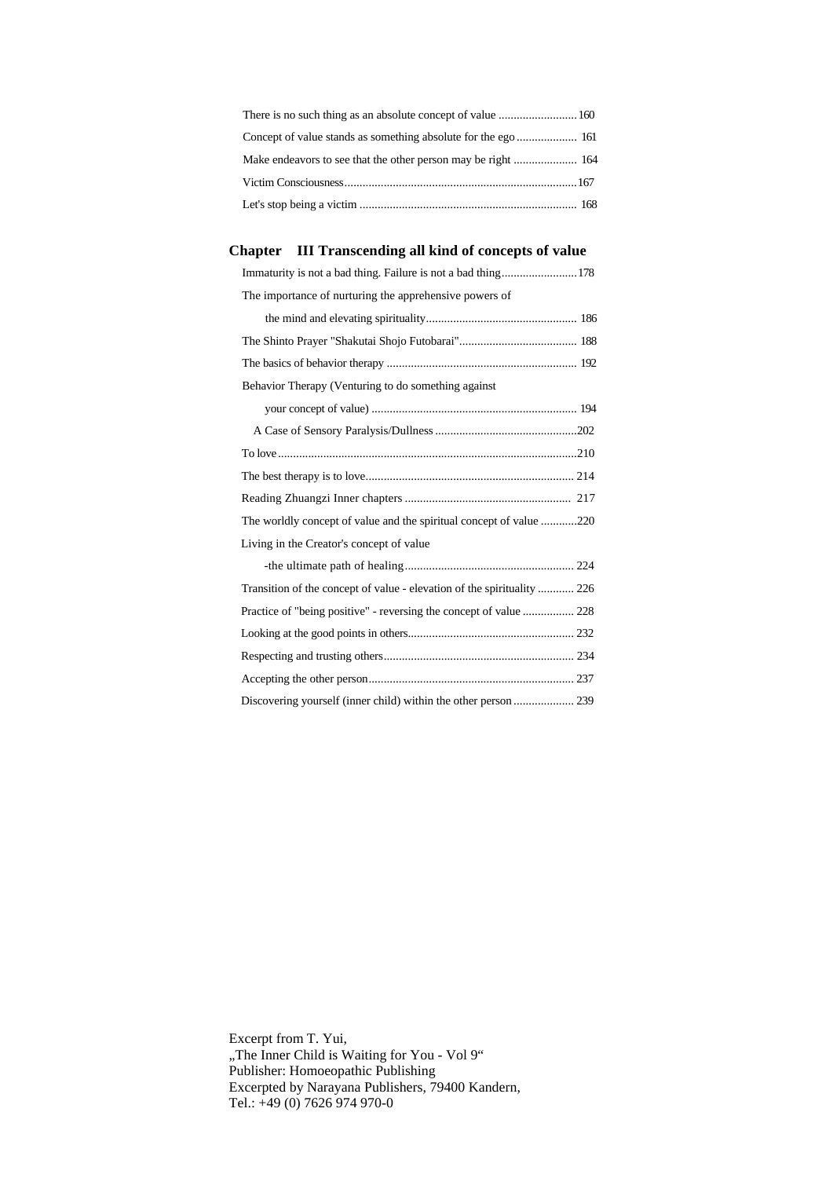There is no such thing as an absolute concept of value .......................... 160

Concept of value stands as something absolute for the ego .................... 161

Make endeavors to see that the other person may be right ..................... 164

Victim Consciousness............................................................................ 167

Let's stop being a victim ........................................................................ 168

## Chapter III Transcending all kind of concepts of value

Immaturity is not a bad thing. Failure is not a bad thing......................... 178

The importance of nurturing the apprehensive powers of the mind and elevating spirituality................................................. 186

The Shinto Prayer "Shakutai Shojo Futobarai"....................................... 188

The basics of behavior therapy .............................................................. 192

Behavior Therapy (Venturing to do something against your concept of value) ................................................................... 194

A Case of Sensory Paralysis/Dullness ............................................... 202

To love................................................................................................... 210

The best therapy is to love.................................................................... 214

Reading Zhuangzi Inner chapters ....................................................... 217

The worldly concept of value and the spiritual concept of value ............ 220

Living in the Creator's concept of value -the ultimate path of healing....................................................... 224

Transition of the concept of value - elevation of the spirituality ............ 226

Practice of "being positive" - reversing the concept of value ................. 228

Looking at the good points in others...................................................... 232

Respecting and trusting others.............................................................. 234

Accepting the other person................................................................... 237

Discovering yourself (inner child) within the other person .................... 239

Excerpt from T. Yui,
„The Inner Child is Waiting for You - Vol 9"
Publisher: Homoeopathic Publishing
Excerpted by Narayana Publishers, 79400 Kandern,
Tel.: +49 (0) 7626 974 970-0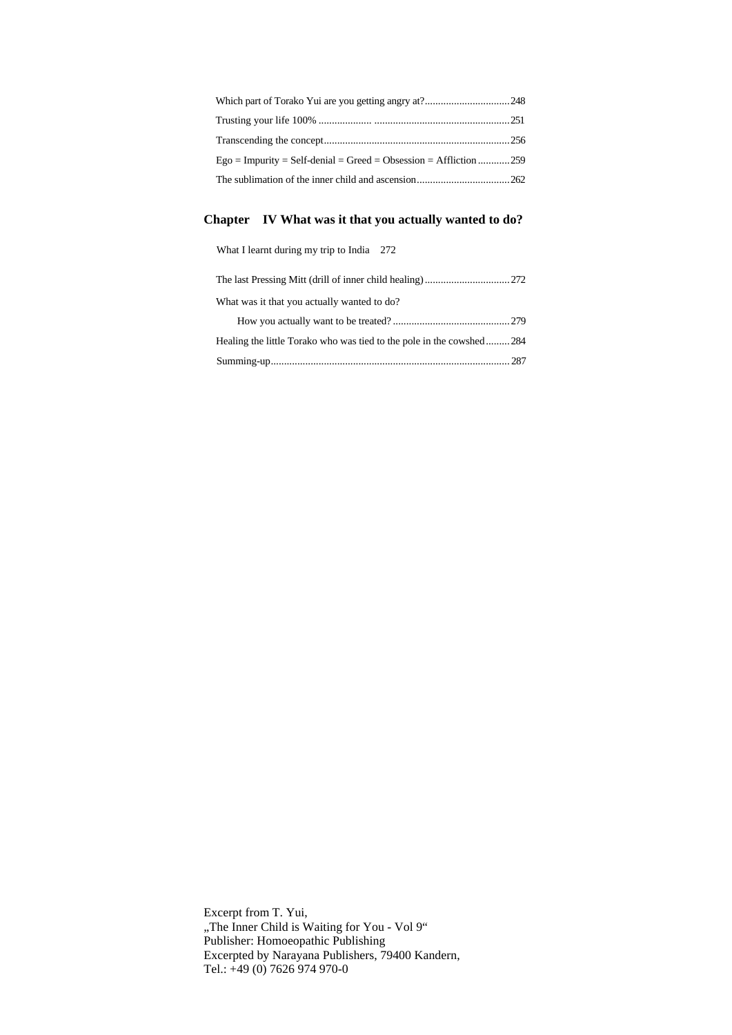Which part of Torako Yui are you getting angry at?................................248

Trusting your life 100% .................... ...................................................251

Transcending the concept......................................................................256

Ego = Impurity = Self-denial = Greed = Obsession = Affliction ............259

The sublimation of the inner child and ascension...................................262

## Chapter IV What was it that you actually wanted to do?

What I learnt during my trip to India 272

The last Pressing Mitt (drill of inner child healing)................................272

What was it that you actually wanted to do?

How you actually want to be treated? ............................................279

Healing the little Torako who was tied to the pole in the cowshed.........284

Summing-up...........................................................................................287

Excerpt from T. Yui,
„The Inner Child is Waiting for You - Vol 9"
Publisher: Homoeopathic Publishing
Excerpted by Narayana Publishers, 79400 Kandern,
Tel.: +49 (0) 7626 974 970-0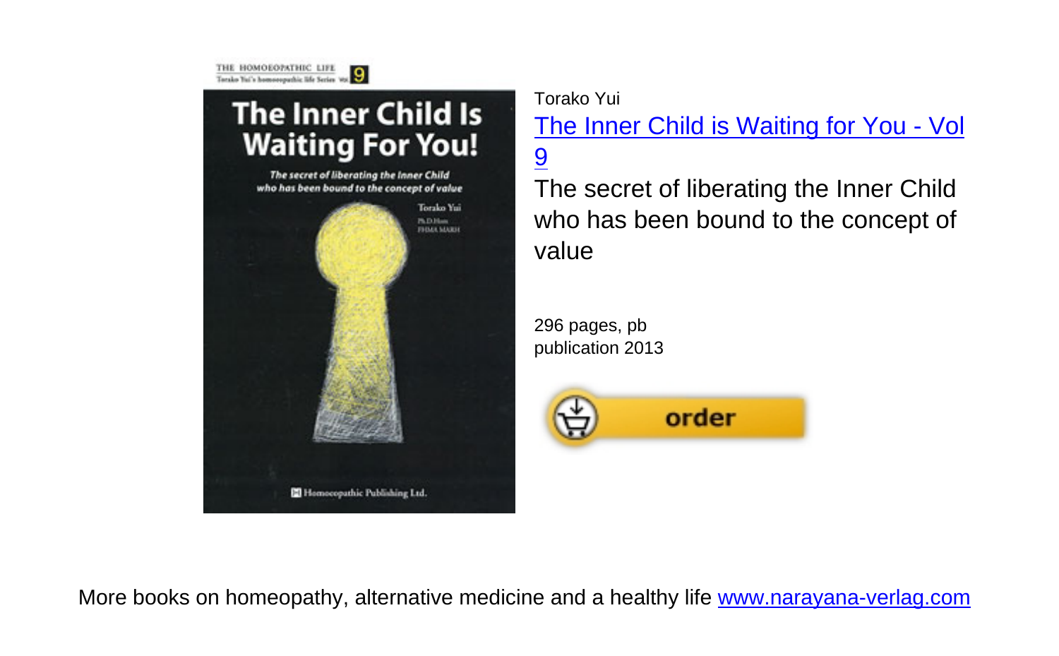Torako Yui

[The Inner Child is Waiting for You - Vol 9](#)

The secret of liberating the Inner Child who has been bound to the concept of value

296 pages, pb
publication 2013

order

More books on homeopathy, alternative medicine and a healthy life [www.narayana-verlag.com](http://www.narayana-verlag.com)